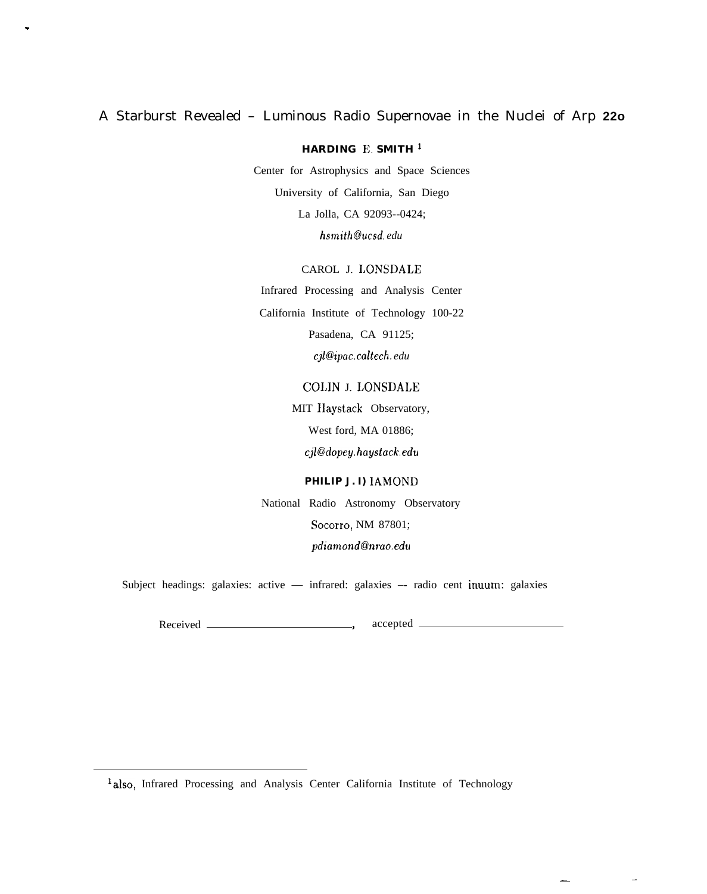# A Starburst Revealed – Luminous Radio Supernovae in the Nuclei of Arp 22o

**HARDING E. SMITH** [1]

Center for Astrophysics and Space Sciences

University of California, San Diego

La Jolla, CA 92093--0424;

*hsmith@ucsd.edu*

CAROL J. LONSDALE

Infrared Processing and Analysis Center

California Institute of Technology 100-22

Pasadena, CA 91125;

*cjl@ipac.caltech.edu*

COLIN J. LONSDALE

MIT Haystack Observatory,

West ford, MA 01886;

*cjl@dopey.haystack.edu*

**PHILIP J. I)** IAMOND

National Radio Astronomy Observatory

Socorro, NM 87801;

*pdiamond@nrao.edu*

Subject headings: galaxies: active — infrared: galaxies –- radio cent inuum: galaxies

Received ________________, accepted ________________

---

[1] also, Infrared Processing and Analysis Center California Institute of Technology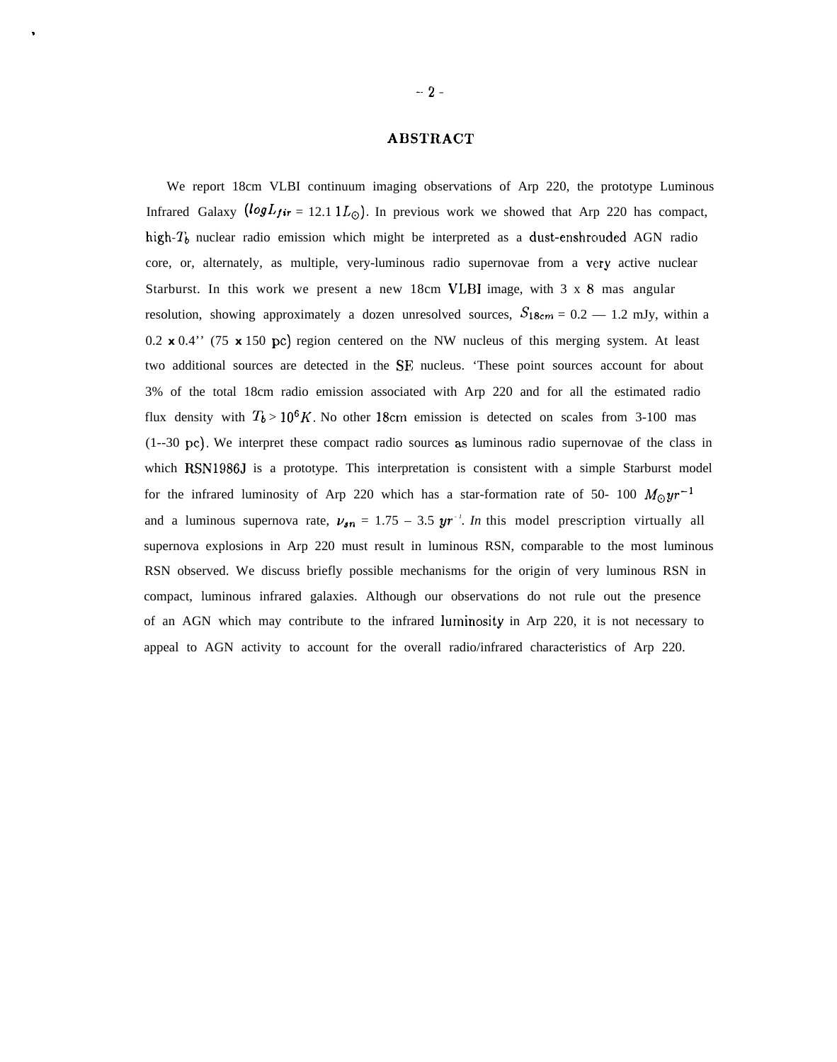## ABSTRACT

We report 18cm VLBI continuum imaging observations of Arp 220, the prototype Luminous Infrared Galaxy ($log L_{fir}$ = 12.1 $1 L_{\odot}$). In previous work we showed that Arp 220 has compact, high-$T_b$ nuclear radio emission which might be interpreted as a dust-enshrouded AGN radio core, or, alternately, as multiple, very-luminous radio supernovae from a very active nuclear Starburst. In this work we present a new 18cm VLBI image, with 3 x 8 mas angular resolution, showing approximately a dozen unresolved sources, $S_{18cm}$ = 0.2 — 1.2 mJy, within a 0.2 x 0.4'' (75 x 150 pc) region centered on the NW nucleus of this merging system. At least two additional sources are detected in the SE nucleus. 'These point sources account for about 3% of the total 18cm radio emission associated with Arp 220 and for all the estimated radio flux density with $T_b > 10^6 K$. No other 18cm emission is detected on scales from 3-100 mas (1--30 pc). We interpret these compact radio sources as luminous radio supernovae of the class in which RSN1986J is a prototype. This interpretation is consistent with a simple Starburst model for the infrared luminosity of Arp 220 which has a star-formation rate of 50- 100 $M_{\odot} yr^{-1}$ and a luminous supernova rate, $\nu_{sn}$ = 1.75 – 3.5 $yr^{-1}$. *In* this model prescription virtually all supernova explosions in Arp 220 must result in luminous RSN, comparable to the most luminous RSN observed. We discuss briefly possible mechanisms for the origin of very luminous RSN in compact, luminous infrared galaxies. Although our observations do not rule out the presence of an AGN which may contribute to the infrared luminosity in Arp 220, it is not necessary to appeal to AGN activity to account for the overall radio/infrared characteristics of Arp 220.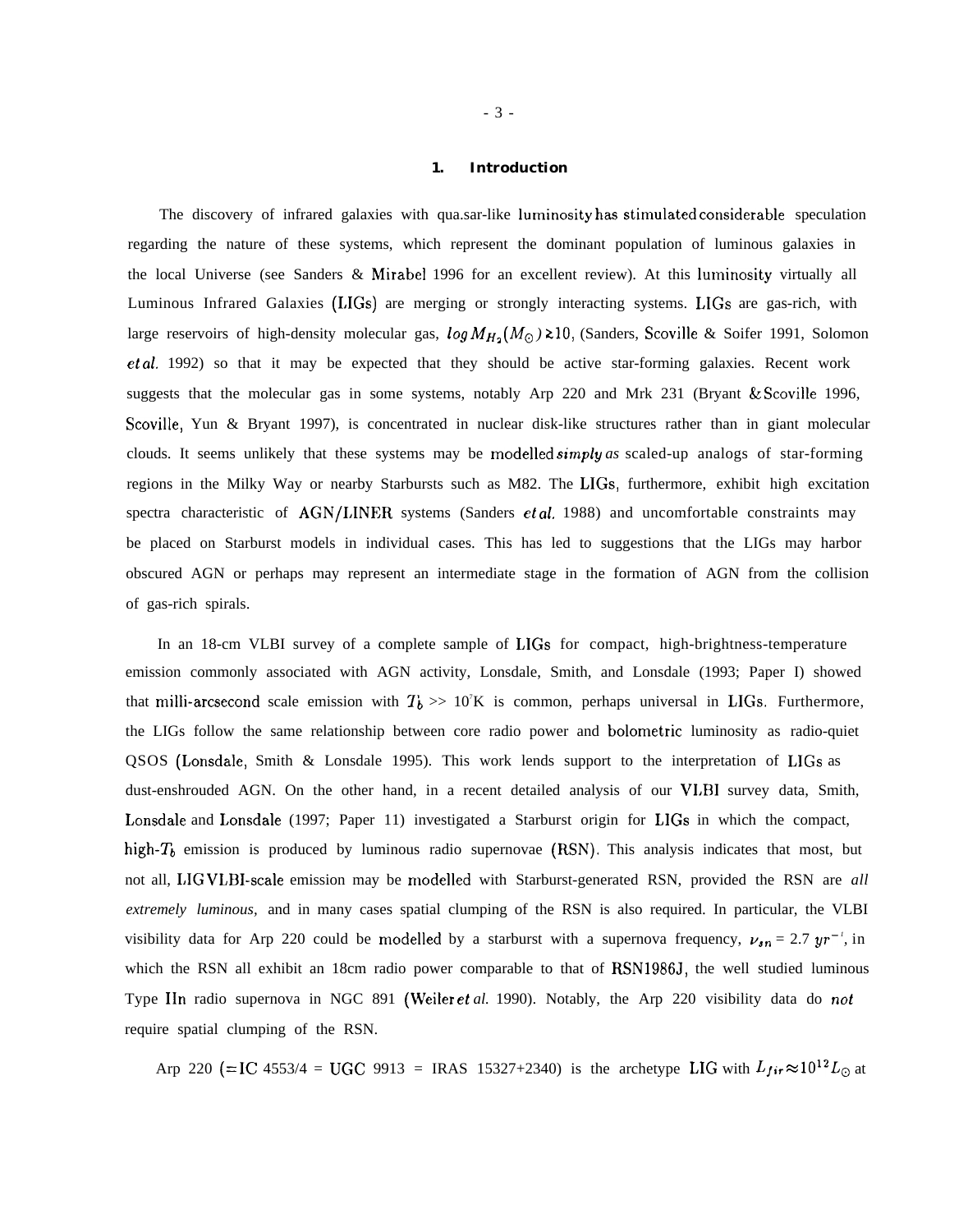## 1. Introduction

The discovery of infrared galaxies with qua.sar-like luminosity has stimulated considerable speculation regarding the nature of these systems, which represent the dominant population of luminous galaxies in the local Universe (see Sanders & Mirabel 1996 for an excellent review). At this luminosity virtually all Luminous Infrared Galaxies (LIGs) are merging or strongly interacting systems. LIGs are gas-rich, with large reservoirs of high-density molecular gas, $log\,M_{H_2}(M_\odot) \gtrsim 10$, (Sanders, Scoville & Soifer 1991, Solomon *et al.* 1992) so that it may be expected that they should be active star-forming galaxies. Recent work suggests that the molecular gas in some systems, notably Arp 220 and Mrk 231 (Bryant & Scoville 1996, Scoville, Yun & Bryant 1997), is concentrated in nuclear disk-like structures rather than in giant molecular clouds. It seems unlikely that these systems may be modelled *simply as* scaled-up analogs of star-forming regions in the Milky Way or nearby Starbursts such as M82. The LIGs, furthermore, exhibit high excitation spectra characteristic of AGN/LINER systems (Sanders *et al.* 1988) and uncomfortable constraints may be placed on Starburst models in individual cases. This has led to suggestions that the LIGs may harbor obscured AGN or perhaps may represent an intermediate stage in the formation of AGN from the collision of gas-rich spirals.

In an 18-cm VLBI survey of a complete sample of LIGs for compact, high-brightness-temperature emission commonly associated with AGN activity, Lonsdale, Smith, and Lonsdale (1993; Paper I) showed that milli-arcsecond scale emission with $T_b >> 10^7$K is common, perhaps universal in LIGs. Furthermore, the LIGs follow the same relationship between core radio power and bolometric luminosity as radio-quiet QSOS (Lonsdale, Smith & Lonsdale 1995). This work lends support to the interpretation of LIGs as dust-enshrouded AGN. On the other hand, in a recent detailed analysis of our VLBI survey data, Smith, Lonsdale and Lonsdale (1997; Paper 11) investigated a Starburst origin for LIGs in which the compact, high-$T_b$ emission is produced by luminous radio supernovae (RSN). This analysis indicates that most, but not all, LIG VLBI-scale emission may be modelled with Starburst-generated RSN, provided the RSN are *all extremely luminous,* and in many cases spatial clumping of the RSN is also required. In particular, the VLBI visibility data for Arp 220 could be modelled by a starburst with a supernova frequency, $\nu_{sn} = 2.7\ yr^{-1}$, in which the RSN all exhibit an 18cm radio power comparable to that of RSN1986J, the well studied luminous Type IIn radio supernova in NGC 891 (Weiler *et al.* 1990). Notably, the Arp 220 visibility data do *not* require spatial clumping of the RSN.

Arp 220 (= IC 4553/4 = UGC 9913 = IRAS 15327+2340) is the archetype LIG with $L_{fir} \approx 10^{12} L_\odot$ at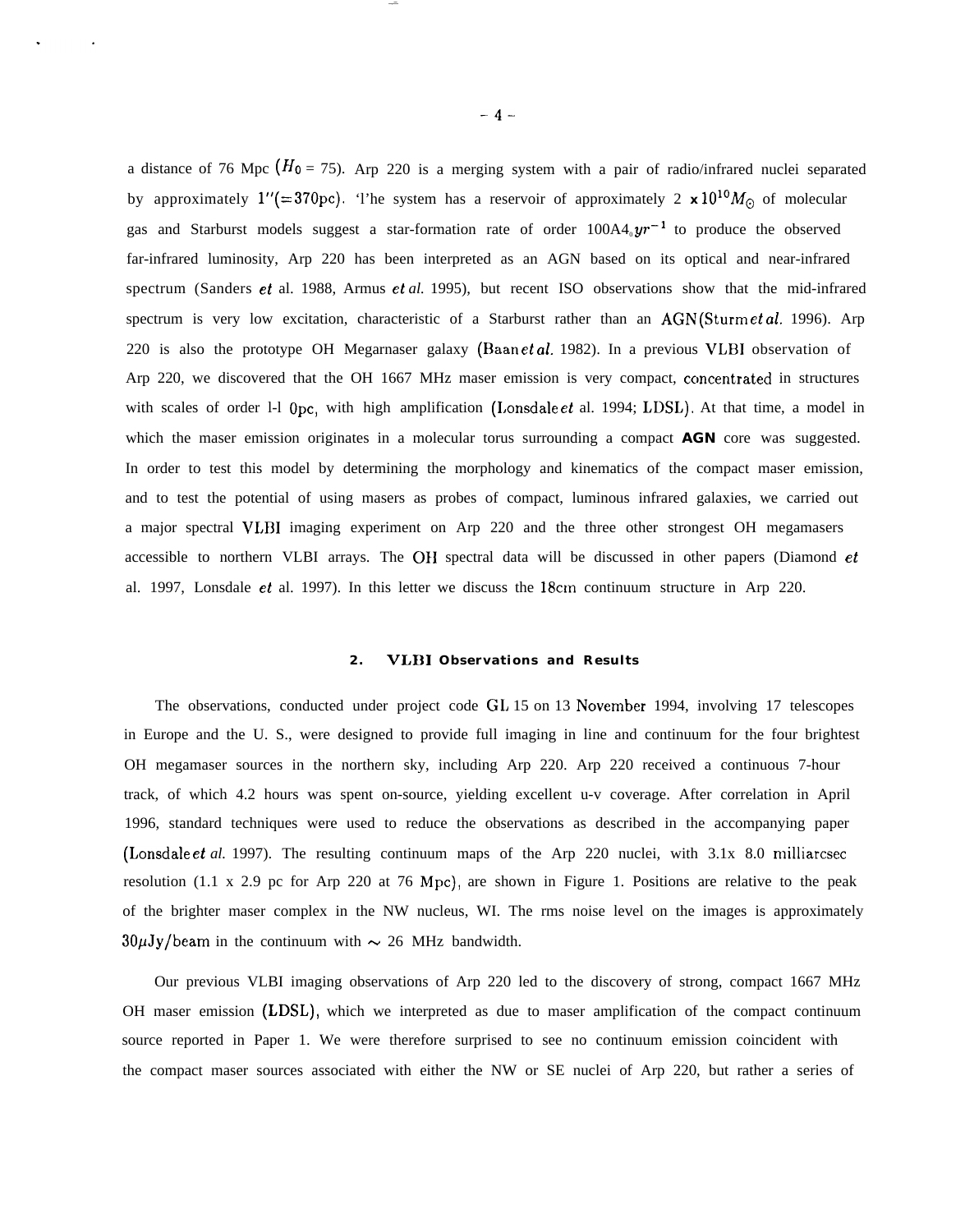a distance of 76 Mpc ($H_0 = 75$). Arp 220 is a merging system with a pair of radio/infrared nuclei separated by approximately $1''$(=370pc). 'l'he system has a reservoir of approximately 2 $\times 10^{10} M_\odot$ of molecular gas and Starburst models suggest a star-formation rate of order $100 M_\odot yr^{-1}$ to produce the observed far-infrared luminosity, Arp 220 has been interpreted as an AGN based on its optical and near-infrared spectrum (Sanders *et* al. 1988, Armus *et al.* 1995), but recent ISO observations show that the mid-infrared spectrum is very low excitation, characteristic of a Starburst rather than an AGN (Sturm *et al.* 1996). Arp 220 is also the prototype OH Megamaser galaxy (Baan *et al.* 1982). In a previous VLBI observation of Arp 220, we discovered that the OH 1667 MHz maser emission is very compact, concentrated in structures with scales of order 1-10pc, with high amplification (Lonsdale *et* al. 1994; LDSL). At that time, a model in which the maser emission originates in a molecular torus surrounding a compact **AGN** core was suggested. In order to test this model by determining the morphology and kinematics of the compact maser emission, and to test the potential of using masers as probes of compact, luminous infrared galaxies, we carried out a major spectral VLBI imaging experiment on Arp 220 and the three other strongest OH megamasers accessible to northern VLBI arrays. The OH spectral data will be discussed in other papers (Diamond *et* al. 1997, Lonsdale *et* al. 1997). In this letter we discuss the 18cm continuum structure in Arp 220.

## 2. VLBI Observations and Results

The observations, conducted under project code GL 15 on 13 November 1994, involving 17 telescopes in Europe and the U. S., were designed to provide full imaging in line and continuum for the four brightest OH megamaser sources in the northern sky, including Arp 220. Arp 220 received a continuous 7-hour track, of which 4.2 hours was spent on-source, yielding excellent u-v coverage. After correlation in April 1996, standard techniques were used to reduce the observations as described in the accompanying paper (Lonsdale *et al.* 1997). The resulting continuum maps of the Arp 220 nuclei, with 3.1x 8.0 milliarcsec resolution (1.1 x 2.9 pc for Arp 220 at 76 Mpc), are shown in Figure 1. Positions are relative to the peak of the brighter maser complex in the NW nucleus, W1. The rms noise level on the images is approximately $30\mu$Jy/beam in the continuum with $\sim$ 26 MHz bandwidth.

Our previous VLBI imaging observations of Arp 220 led to the discovery of strong, compact 1667 MHz OH maser emission (LDSL), which we interpreted as due to maser amplification of the compact continuum source reported in Paper 1. We were therefore surprised to see no continuum emission coincident with the compact maser sources associated with either the NW or SE nuclei of Arp 220, but rather a series of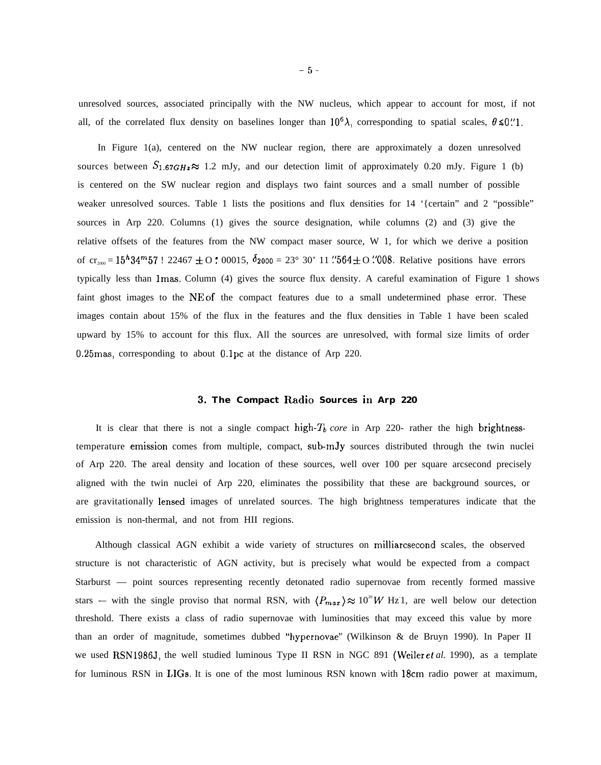unresolved sources, associated principally with the NW nucleus, which appear to account for most, if not all, of the correlated flux density on baselines longer than $10^6\lambda$, corresponding to spatial scales, $\theta \lesssim 0''.1$.

In Figure 1(a), centered on the NW nuclear region, there are approximately a dozen unresolved sources between $S_{1.67GHz} \approx$ 1.2 mJy, and our detection limit of approximately 0.20 mJy. Figure 1 (b) is centered on the SW nuclear region and displays two faint sources and a small number of possible weaker unresolved sources. Table 1 lists the positions and flux densities for 14 '{certain" and 2 "possible" sources in Arp 220. Columns (1) gives the source designation, while columns (2) and (3) give the relative offsets of the features from the NW compact maser source, W 1, for which we derive a position of $\alpha_{2000} = 15^h34^m57^s.22467 \pm 0^s.00015$, $\delta_{2000} = 23° 30' 11''.564 \pm 0''.008$. Relative positions have errors typically less than 1mas. Column (4) gives the source flux density. A careful examination of Figure 1 shows faint ghost images to the NE of the compact features due to a small undetermined phase error. These images contain about 15% of the flux in the features and the flux densities in Table 1 have been scaled upward by 15% to account for this flux. All the sources are unresolved, with formal size limits of order 0.25mas, corresponding to about 0.1pc at the distance of Arp 220.

## 3. The Compact Radio Sources in Arp 220

It is clear that there is not a single compact high-$T_b$ *core* in Arp 220- rather the high brightness-temperature emission comes from multiple, compact, sub-mJy sources distributed through the twin nuclei of Arp 220. The areal density and location of these sources, well over 100 per square arcsecond precisely aligned with the twin nuclei of Arp 220, eliminates the possibility that these are background sources, or are gravitationally lensed images of unrelated sources. The high brightness temperatures indicate that the emission is non-thermal, and not from HII regions.

Although classical AGN exhibit a wide variety of structures on milliarcsecond scales, the observed structure is not characteristic of AGN activity, but is precisely what would be expected from a compact Starburst — point sources representing recently detonated radio supernovae from recently formed massive stars -– with the single proviso that normal RSN, with $\langle P_{max} \rangle \approx 10^{20} W$ Hz$^{-1}$, are well below our detection threshold. There exists a class of radio supernovae with luminosities that may exceed this value by more than an order of magnitude, sometimes dubbed "hypernovae" (Wilkinson & de Bruyn 1990). In Paper II we used RSN1986J, the well studied luminous Type II RSN in NGC 891 (Weiler *et al.* 1990), as a template for luminous RSN in LIGs. It is one of the most luminous RSN known with 18cm radio power at maximum,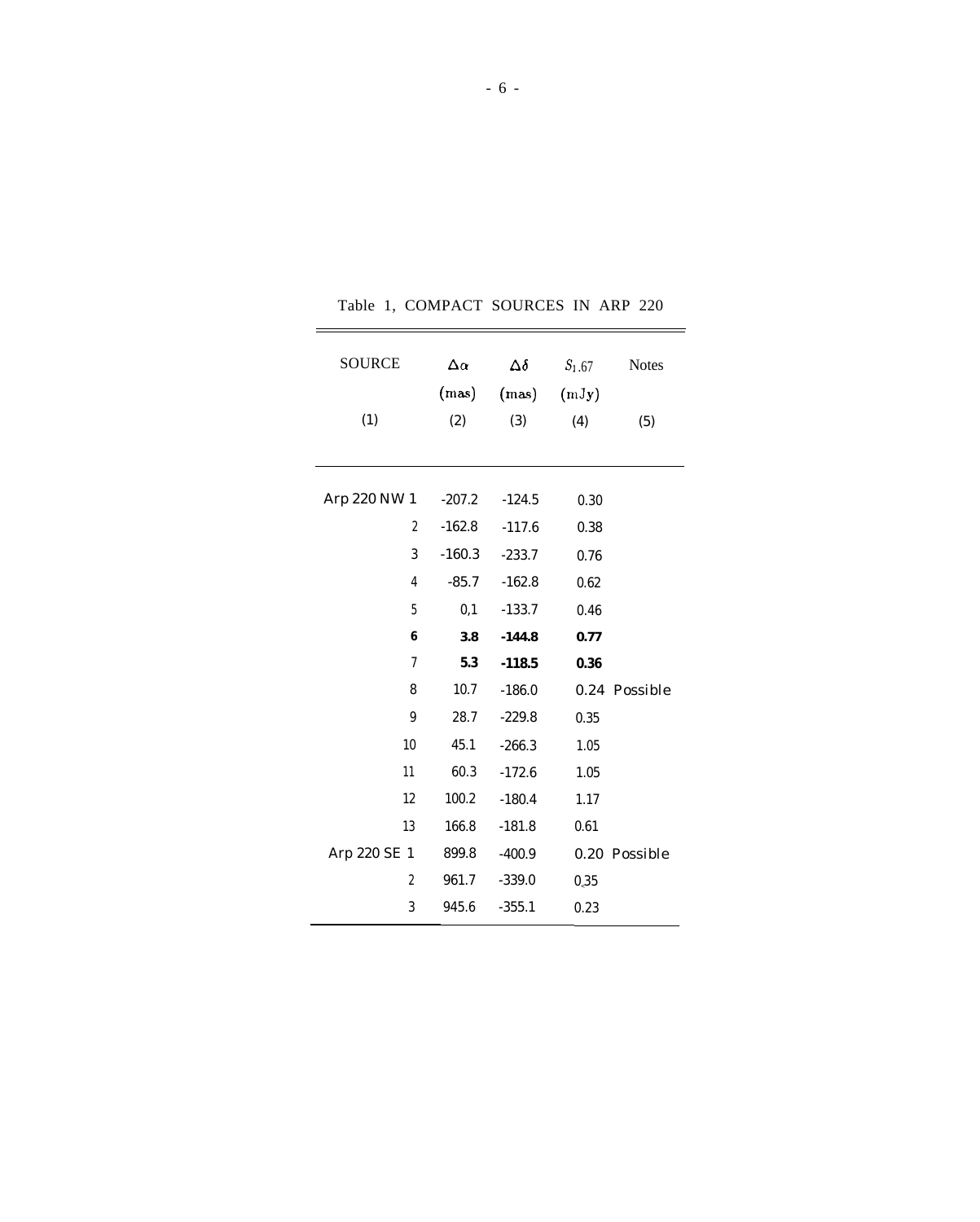Table 1, COMPACT SOURCES IN ARP 220

| SOURCE | $\Delta\alpha$ (mas) | $\Delta\delta$ (mas) | $S_{1.67}$ (mJy) | Notes |
|---|---|---|---|---|
| (1) | (2) | (3) | (4) | (5) |
| Arp 220 NW 1 | -207.2 | -124.5 | 0.30 | |
| 2 | -162.8 | -117.6 | 0.38 | |
| 3 | -160.3 | -233.7 | 0.76 | |
| 4 | -85.7 | -162.8 | 0.62 | |
| 5 | 0,1 | -133.7 | 0.46 | |
| **6** | **3.8** | **-144.8** | **0.77** | |
| 7 | **5.3** | **-118.5** | **0.36** | |
| 8 | 10.7 | -186.0 | 0.24 | Possible |
| 9 | 28.7 | -229.8 | 0.35 | |
| 10 | 45.1 | -266.3 | 1.05 | |
| 11 | 60.3 | -172.6 | 1.05 | |
| 12 | 100.2 | -180.4 | 1.17 | |
| 13 | 166.8 | -181.8 | 0.61 | |
| Arp 220 SE 1 | 899.8 | -400.9 | 0.20 | Possible |
| 2 | 961.7 | -339.0 | 0.35 | |
| 3 | 945.6 | -355.1 | 0.23 | |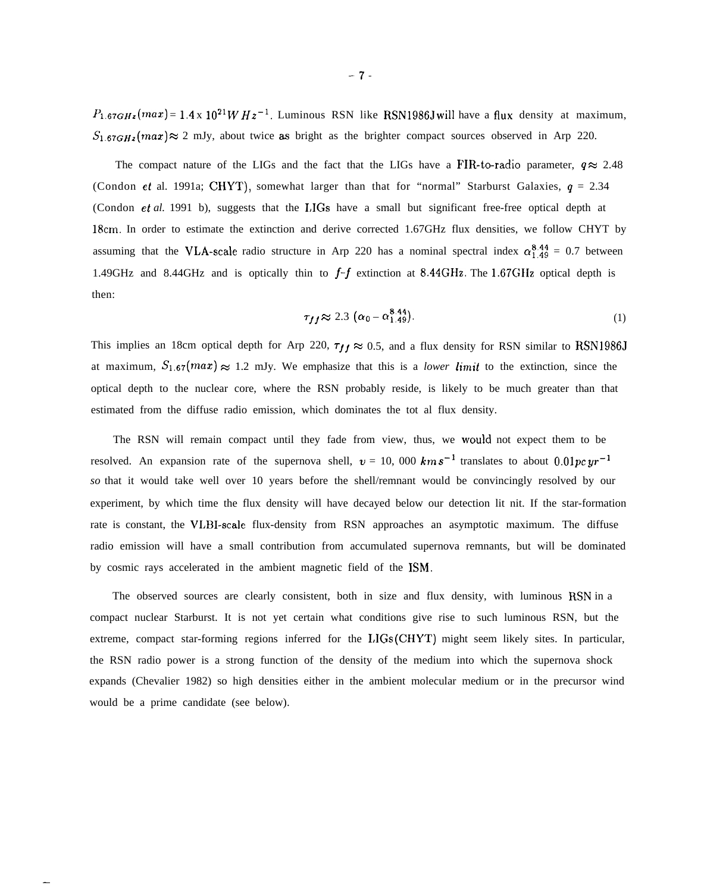$P_{1.67GHz}(max) = 1.4 \times 10^{21} W\, Hz^{-1}$. Luminous RSN like RSN1986J will have a flux density at maximum, $S_{1.67GHz}(max) \approx 2$ mJy, about twice as bright as the brighter compact sources observed in Arp 220.

The compact nature of the LIGs and the fact that the LIGs have a FIR-to-radio parameter, $q \approx 2.48$ (Condon *et* al. 1991a; CHYT), somewhat larger than that for "normal" Starburst Galaxies, $q = 2.34$ (Condon *et al.* 1991 b), suggests that the LIGs have a small but significant free-free optical depth at 18cm. In order to estimate the extinction and derive corrected 1.67GHz flux densities, we follow CHYT by assuming that the VLA-scale radio structure in Arp 220 has a nominal spectral index $\alpha_{1.49}^{8.44} = 0.7$ between 1.49GHz and 8.44GHz and is optically thin to *f-f* extinction at 8.44GHz. The 1.67GHz optical depth is then:

$$\tau_{ff} \approx 2.3\ (\alpha_0 - \alpha_{1.49}^{8.44}). \tag{1}$$

This implies an 18cm optical depth for Arp 220, $\tau_{ff} \approx 0.5$, and a flux density for RSN similar to RSN1986J at maximum, $S_{1.67}(max) \approx 1.2$ mJy. We emphasize that this is a *lower limit* to the extinction, since the optical depth to the nuclear core, where the RSN probably reside, is likely to be much greater than that estimated from the diffuse radio emission, which dominates the tot al flux density.

The RSN will remain compact until they fade from view, thus, we would not expect them to be resolved. An expansion rate of the supernova shell, $v = 10,000\ km\, s^{-1}$ translates to about $0.01 pc\, yr^{-1}$ *so* that it would take well over 10 years before the shell/remnant would be convincingly resolved by our experiment, by which time the flux density will have decayed below our detection lit nit. If the star-formation rate is constant, the VLBI-scale flux-density from RSN approaches an asymptotic maximum. The diffuse radio emission will have a small contribution from accumulated supernova remnants, but will be dominated by cosmic rays accelerated in the ambient magnetic field of the ISM.

The observed sources are clearly consistent, both in size and flux density, with luminous RSN in a compact nuclear Starburst. It is not yet certain what conditions give rise to such luminous RSN, but the extreme, compact star-forming regions inferred for the LIGs (CHYT) might seem likely sites. In particular, the RSN radio power is a strong function of the density of the medium into which the supernova shock expands (Chevalier 1982) so high densities either in the ambient molecular medium or in the precursor wind would be a prime candidate (see below).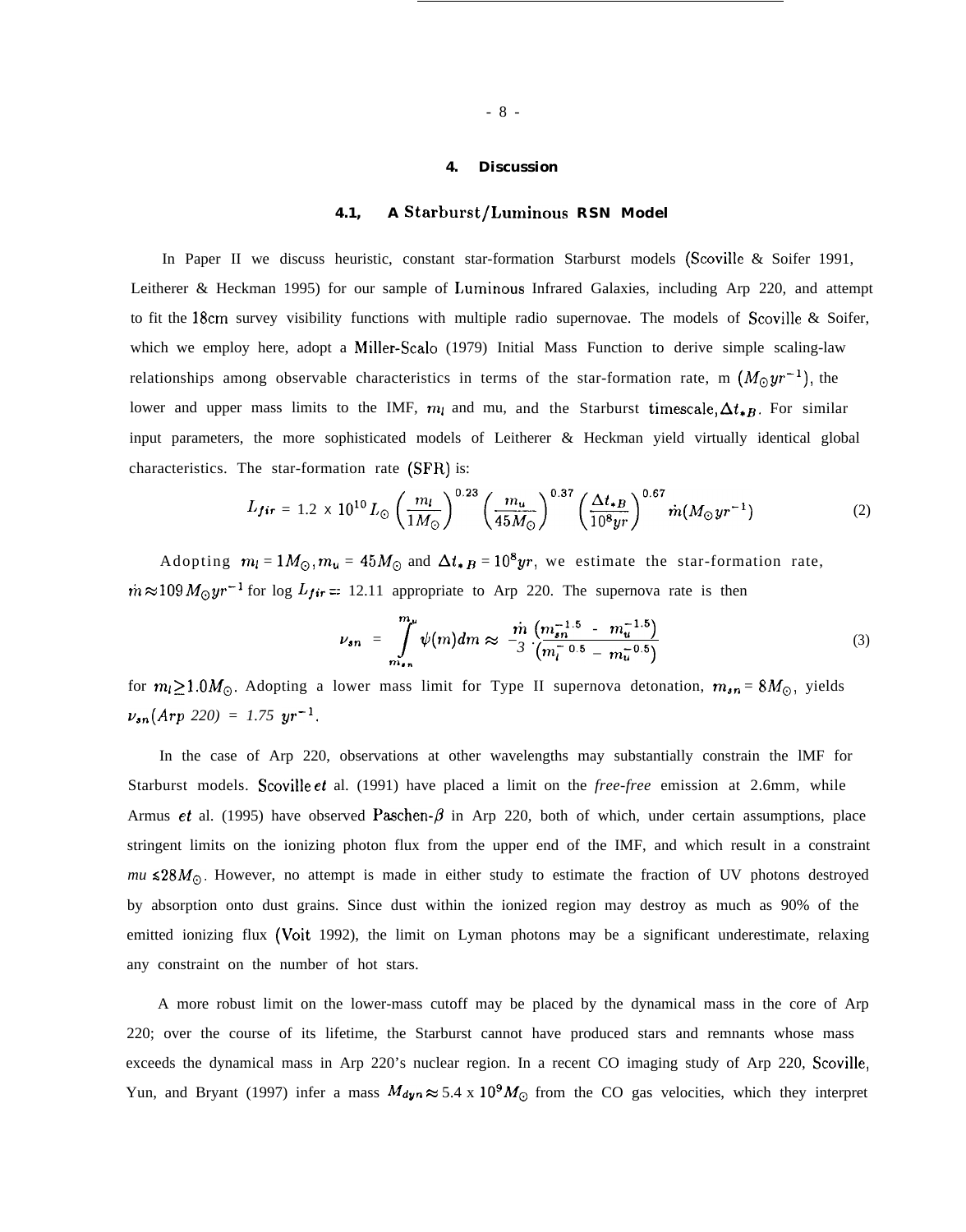## 4. Discussion

### 4.1, A Starburst/Luminous RSN Model

In Paper II we discuss heuristic, constant star-formation Starburst models (Scoville & Soifer 1991, Leitherer & Heckman 1995) for our sample of Luminous Infrared Galaxies, including Arp 220, and attempt to fit the 18cm survey visibility functions with multiple radio supernovae. The models of Scoville & Soifer, which we employ here, adopt a Miller-Scalo (1979) Initial Mass Function to derive simple scaling-law relationships among observable characteristics in terms of the star-formation rate, m $(M_\odot yr^{-1})$, the lower and upper mass limits to the IMF, $m_l$ and mu, and the Starburst timescale, $\Delta t_{*B}$. For similar input parameters, the more sophisticated models of Leitherer & Heckman yield virtually identical global characteristics. The star-formation rate (SFR) is:

$$L_{fir} = 1.2 \times 10^{10} L_\odot \left(\frac{m_l}{1 M_\odot}\right)^{0.23} \left(\frac{m_u}{45 M_\odot}\right)^{0.37} \left(\frac{\Delta t_{*B}}{10^8 yr}\right)^{0.67} \dot{m}(M_\odot yr^{-1}) \qquad (2)$$

Adopting $m_l = 1 M_\odot, m_u = 45 M_\odot$ and $\Delta t_{*B} = 10^8 yr$, we estimate the star-formation rate, $\dot{m} \approx 109\, M_\odot yr^{-1}$ for log $L_{fir} =$ 12.11 appropriate to Arp 220. The supernova rate is then

$$\nu_{sn} = \int_{m_{sn}}^{m_u} \psi(m) dm \approx \frac{\dot{m}}{3} \frac{\left(m_{sn}^{-1.5} - m_u^{-1.5}\right)}{\left(m_l^{-0.5} - m_u^{-0.5}\right)} \qquad (3)$$

for $m_l \geq 1.0 M_\odot$. Adopting a lower mass limit for Type II supernova detonation, $m_{sn} = 8 M_\odot$, yields $\nu_{sn}(Arp\ 220) = 1.75\ yr^{-1}$.

In the case of Arp 220, observations at other wavelengths may substantially constrain the IMF for Starburst models. Scoville *et* al. (1991) have placed a limit on the *free-free* emission at 2.6mm, while Armus *et* al. (1995) have observed Paschen-$\beta$ in Arp 220, both of which, under certain assumptions, place stringent limits on the ionizing photon flux from the upper end of the IMF, and which result in a constraint *mu* $\lesssim 28 M_\odot$. However, no attempt is made in either study to estimate the fraction of UV photons destroyed by absorption onto dust grains. Since dust within the ionized region may destroy as much as 90% of the emitted ionizing flux (Voit 1992), the limit on Lyman photons may be a significant underestimate, relaxing any constraint on the number of hot stars.

A more robust limit on the lower-mass cutoff may be placed by the dynamical mass in the core of Arp 220; over the course of its lifetime, the Starburst cannot have produced stars and remnants whose mass exceeds the dynamical mass in Arp 220's nuclear region. In a recent CO imaging study of Arp 220, Scoville, Yun, and Bryant (1997) infer a mass $M_{dyn} \approx 5.4 \times 10^9 M_\odot$ from the CO gas velocities, which they interpret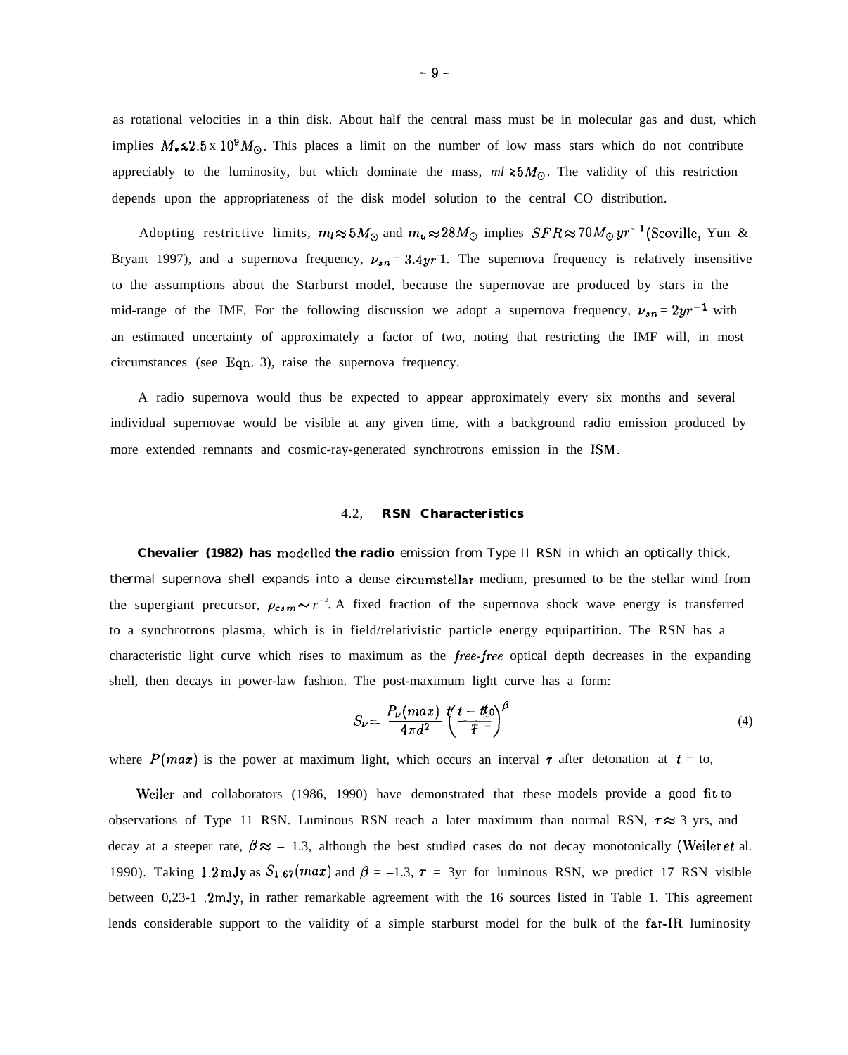as rotational velocities in a thin disk. About half the central mass must be in molecular gas and dust, which implies $M_* \lesssim 2.5 \times 10^9 M_\odot$. This places a limit on the number of low mass stars which do not contribute appreciably to the luminosity, but which dominate the mass, $ml \gtrsim 5M_\odot$. The validity of this restriction depends upon the appropriateness of the disk model solution to the central CO distribution.

Adopting restrictive limits, $m_l \approx 5M_\odot$ and $m_u \approx 28M_\odot$ implies $SFR \approx 70 M_\odot yr^{-1}$ (Scoville, Yun & Bryant 1997), and a supernova frequency, $\nu_{sn} = 3.4 yr^{-1}$. The supernova frequency is relatively insensitive to the assumptions about the Starburst model, because the supernovae are produced by stars in the mid-range of the IMF, For the following discussion we adopt a supernova frequency, $\nu_{sn} = 2yr^{-1}$ with an estimated uncertainty of approximately a factor of two, noting that restricting the IMF will, in most circumstances (see Eqn. 3), raise the supernova frequency.

A radio supernova would thus be expected to appear approximately every six months and several individual supernovae would be visible at any given time, with a background radio emission produced by more extended remnants and cosmic-ray-generated synchrotrons emission in the ISM.

### 4.2, **RSN Characteristics**

Chevalier (1982) has modelled the radio emission from Type II RSN in which an optically thick, thermal supernova shell expands into a dense circumstellar medium, presumed to be the stellar wind from the supergiant precursor, $\rho_{csm} \sim r^{-2}$. A fixed fraction of the supernova shock wave energy is transferred to a synchrotrons plasma, which is in field/relativistic particle energy equipartition. The RSN has a characteristic light curve which rises to maximum as the *free-free* optical depth decreases in the expanding shell, then decays in power-law fashion. The post-maximum light curve has a form:

$$S_\nu = \frac{P_\nu(max)}{4\pi d^2} \left(\frac{t - t_0}{\tau}\right)^\beta \tag{4}$$

where $P(max)$ is the power at maximum light, which occurs an interval $\tau$ after detonation at $t = t_0$,

Weiler and collaborators (1986, 1990) have demonstrated that these models provide a good fit to observations of Type 11 RSN. Luminous RSN reach a later maximum than normal RSN, $\tau \approx 3$ yrs, and decay at a steeper rate, $\beta \approx -1.3$, although the best studied cases do not decay monotonically (Weiler *et* al. 1990). Taking 1.2 mJy as $S_{1.67}(max)$ and $\beta = -1.3$, $\tau = 3$yr for luminous RSN, we predict 17 RSN visible between 0,23-1 .2mJy, in rather remarkable agreement with the 16 sources listed in Table 1. This agreement lends considerable support to the validity of a simple starburst model for the bulk of the far-IR luminosity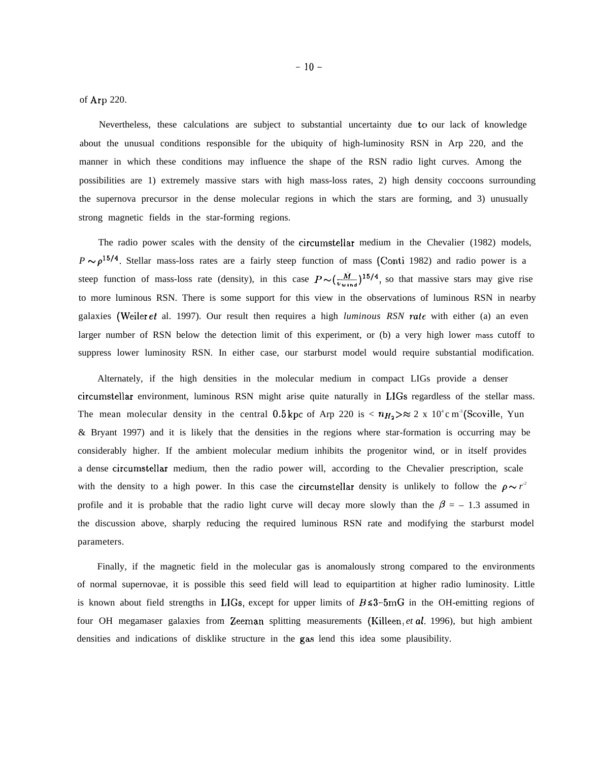of Arp 220.

Nevertheless, these calculations are subject to substantial uncertainty due to our lack of knowledge about the unusual conditions responsible for the ubiquity of high-luminosity RSN in Arp 220, and the manner in which these conditions may influence the shape of the RSN radio light curves. Among the possibilities are 1) extremely massive stars with high mass-loss rates, 2) high density coccoons surrounding the supernova precursor in the dense molecular regions in which the stars are forming, and 3) unusually strong magnetic fields in the star-forming regions.

The radio power scales with the density of the circumstellar medium in the Chevalier (1982) models, $P \sim \rho^{15/4}$. Stellar mass-loss rates are a fairly steep function of mass (Conti 1982) and radio power is a steep function of mass-loss rate (density), in this case $P \sim (\frac{\dot{M}}{v_{wind}})^{15/4}$, so that massive stars may give rise to more luminous RSN. There is some support for this view in the observations of luminous RSN in nearby galaxies (Weiler *et* al. 1997). Our result then requires a high *luminous RSN rate* with either (a) an even larger number of RSN below the detection limit of this experiment, or (b) a very high lower mass cutoff to suppress lower luminosity RSN. In either case, our starburst model would require substantial modification.

Alternately, if the high densities in the molecular medium in compact LIGs provide a denser circumstellar environment, luminous RSN might arise quite naturally in LIGs regardless of the stellar mass. The mean molecular density in the central 0.5 kpc of Arp 220 is $< n_{H_2} > \approx 2 \times 10^4 \,\mathrm{cm}^{-3}$ (Scoville, Yun & Bryant 1997) and it is likely that the densities in the regions where star-formation is occurring may be considerably higher. If the ambient molecular medium inhibits the progenitor wind, or in itself provides a dense circumstellar medium, then the radio power will, according to the Chevalier prescription, scale with the density to a high power. In this case the circumstellar density is unlikely to follow the $\rho \sim r^{-2}$ profile and it is probable that the radio light curve will decay more slowly than the $\beta = -1.3$ assumed in the discussion above, sharply reducing the required luminous RSN rate and modifying the starburst model parameters.

Finally, if the magnetic field in the molecular gas is anomalously strong compared to the environments of normal supernovae, it is possible this seed field will lead to equipartition at higher radio luminosity. Little is known about field strengths in LIGs, except for upper limits of $B \lesssim 3$–$5\,\mathrm{mG}$ in the OH-emitting regions of four OH megamaser galaxies from Zeeman splitting measurements (Killeen, *et al.* 1996), but high ambient densities and indications of disklike structure in the gas lend this idea some plausibility.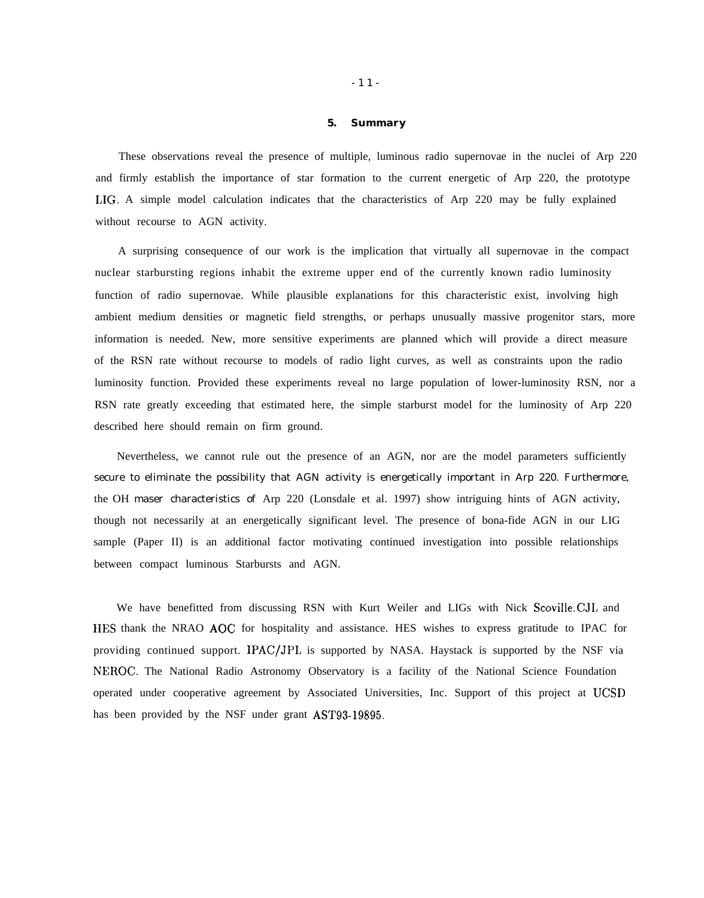## 5. Summary

These observations reveal the presence of multiple, luminous radio supernovae in the nuclei of Arp 220 and firmly establish the importance of star formation to the current energetic of Arp 220, the prototype LIG. A simple model calculation indicates that the characteristics of Arp 220 may be fully explained without recourse to AGN activity.

A surprising consequence of our work is the implication that virtually all supernovae in the compact nuclear starbursting regions inhabit the extreme upper end of the currently known radio luminosity function of radio supernovae. While plausible explanations for this characteristic exist, involving high ambient medium densities or magnetic field strengths, or perhaps unusually massive progenitor stars, more information is needed. New, more sensitive experiments are planned which will provide a direct measure of the RSN rate without recourse to models of radio light curves, as well as constraints upon the radio luminosity function. Provided these experiments reveal no large population of lower-luminosity RSN, nor a RSN rate greatly exceeding that estimated here, the simple starburst model for the luminosity of Arp 220 described here should remain on firm ground.

Nevertheless, we cannot rule out the presence of an AGN, nor are the model parameters sufficiently secure to eliminate the possibility that AGN activity is energetically important in Arp 220. Furthermore, the OH maser characteristics of Arp 220 (Lonsdale et al. 1997) show intriguing hints of AGN activity, though not necessarily at an energetically significant level. The presence of bona-fide AGN in our LIG sample (Paper II) is an additional factor motivating continued investigation into possible relationships between compact luminous Starbursts and AGN.

We have benefitted from discussing RSN with Kurt Weiler and LIGs with Nick Scoville. CJL and HES thank the NRAO AOC for hospitality and assistance. HES wishes to express gratitude to IPAC for providing continued support. IPAC/JPL is supported by NASA. Haystack is supported by the NSF via NEROC. The National Radio Astronomy Observatory is a facility of the National Science Foundation operated under cooperative agreement by Associated Universities, Inc. Support of this project at UCSD has been provided by the NSF under grant AST93-19895.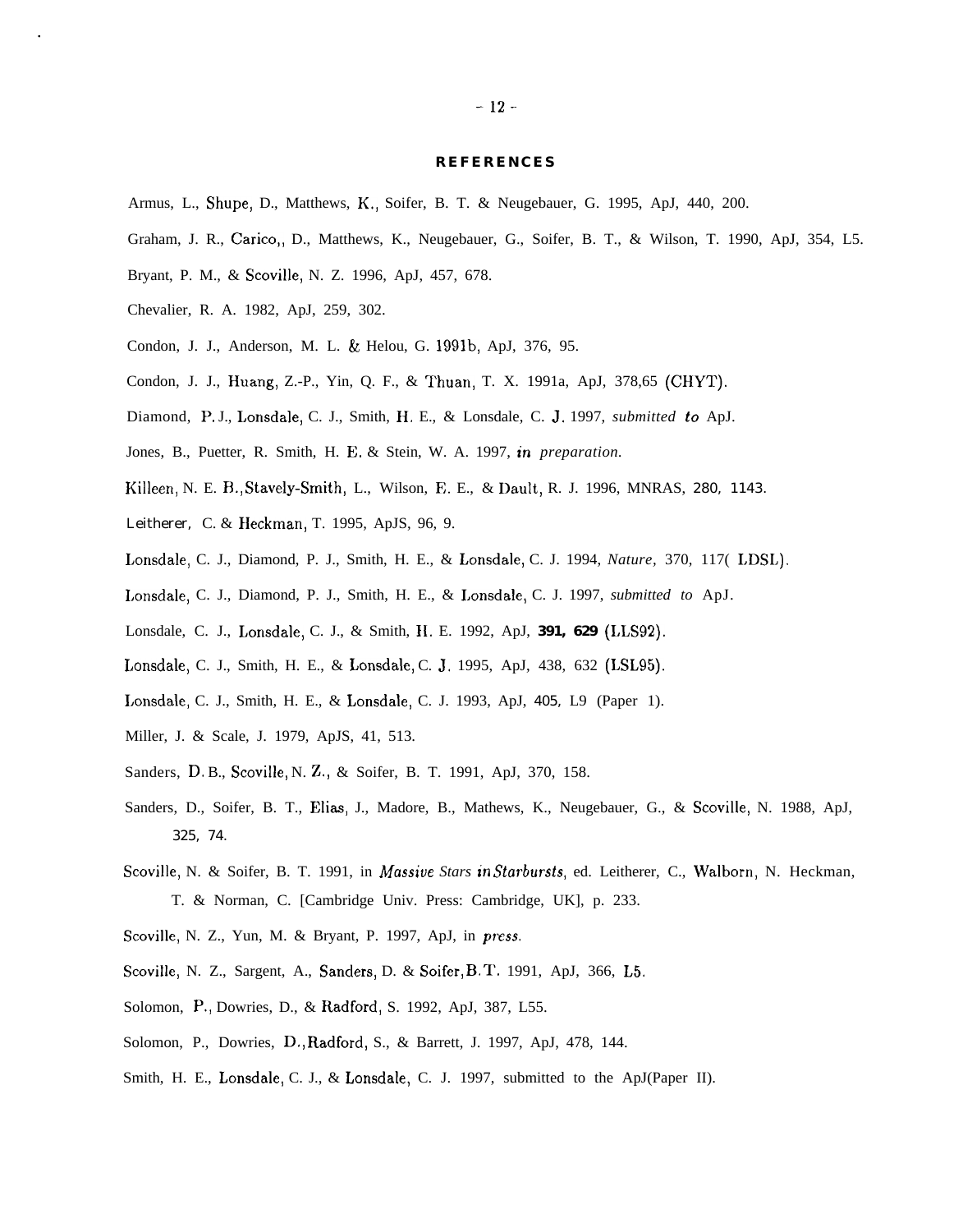## REFERENCES

Armus, L., Shupe, D., Matthews, K., Soifer, B. T. & Neugebauer, G. 1995, ApJ, 440, 200.

Graham, J. R., Carico,, D., Matthews, K., Neugebauer, G., Soifer, B. T., & Wilson, T. 1990, ApJ, 354, L5.

Bryant, P. M., & Scoville, N. Z. 1996, ApJ, 457, 678.

Chevalier, R. A. 1982, ApJ, 259, 302.

Condon, J. J., Anderson, M. L. & Helou, G. 1991b, ApJ, 376, 95.

Condon, J. J., Huang, Z.-P., Yin, Q. F., & Thuan, T. X. 1991a, ApJ, 378,65 (CHYT).

Diamond, P. J., Lonsdale, C. J., Smith, H. E., & Lonsdale, C. J. 1997, *submitted to* ApJ.

Jones, B., Puetter, R. Smith, H. E. & Stein, W. A. 1997, *in preparation.*

Killeen, N. E. B., Stavely-Smith, L., Wilson, E. E., & Dault, R. J. 1996, MNRAS, 280, 1143.

Leitherer, C. & Heckman, T. 1995, ApJS, 96, 9.

Lonsdale, C. J., Diamond, P. J., Smith, H. E., & Lonsdale, C. J. 1994, *Nature*, 370, 117( LDSL).

Lonsdale, C. J., Diamond, P. J., Smith, H. E., & Lonsdale, C. J. 1997, *submitted to* ApJ.

Lonsdale, C. J., Lonsdale, C. J., & Smith, H. E. 1992, ApJ, **391, 629** (LLS92).

Lonsdale, C. J., Smith, H. E., & Lonsdale, C. J. 1995, ApJ, 438, 632 (LSL95).

Lonsdale, C. J., Smith, H. E., & Lonsdale, C. J. 1993, ApJ, 405, L9 (Paper 1).

Miller, J. & Scale, J. 1979, ApJS, 41, 513.

Sanders, D. B., Scoville, N. Z., & Soifer, B. T. 1991, ApJ, 370, 158.

Sanders, D., Soifer, B. T., Elias, J., Madore, B., Mathews, K., Neugebauer, G., & Scoville, N. 1988, ApJ, 325, 74.

Scoville, N. & Soifer, B. T. 1991, in *Massive Stars in Starbursts*, ed. Leitherer, C., Walborn, N. Heckman, T. & Norman, C. [Cambridge Univ. Press: Cambridge, UK], p. 233.

Scoville, N. Z., Yun, M. & Bryant, P. 1997, ApJ, in *press.*

Scoville, N. Z., Sargent, A., Sanders, D. & Soifer, B. T. 1991, ApJ, 366, L5.

Solomon, P., Dowries, D., & Radford, S. 1992, ApJ, 387, L55.

Solomon, P., Dowries, D., Radford, S., & Barrett, J. 1997, ApJ, 478, 144.

Smith, H. E., Lonsdale, C. J., & Lonsdale, C. J. 1997, submitted to the ApJ(Paper II).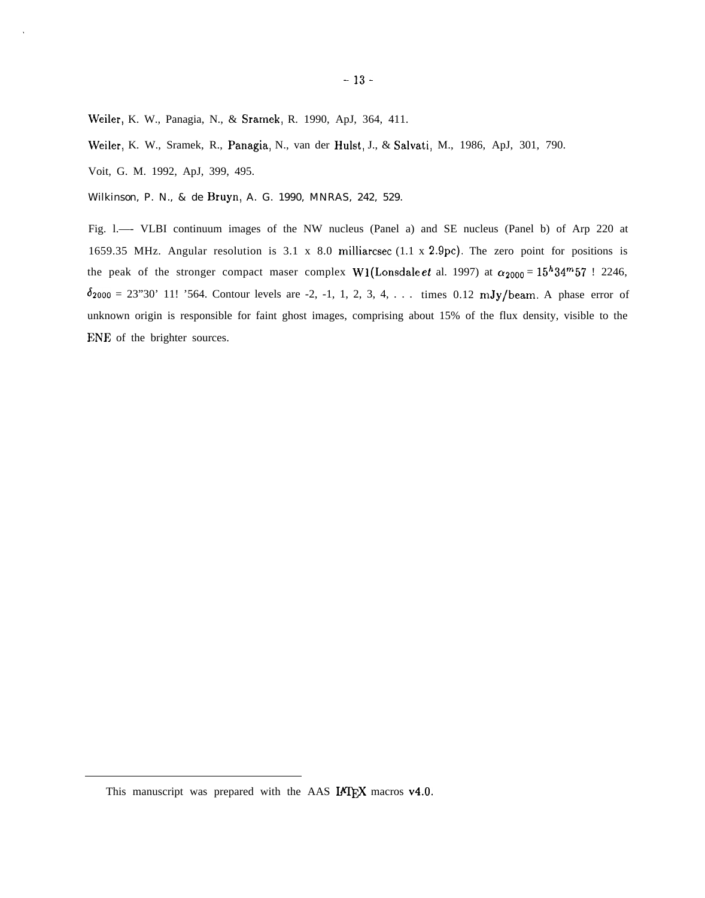Weiler, K. W., Panagia, N., & Sramek, R. 1990, ApJ, 364, 411.

Weiler, K. W., Sramek, R., Panagia, N., van der Hulst, J., & Salvati, M., 1986, ApJ, 301, 790.

Voit, G. M. 1992, ApJ, 399, 495.

Wilkinson, P. N., & de Bruyn, A. G. 1990, MNRAS, 242, 529.

Fig. 1.— VLBI continuum images of the NW nucleus (Panel a) and SE nucleus (Panel b) of Arp 220 at 1659.35 MHz. Angular resolution is 3.1 x 8.0 milliarcsec (1.1 x 2.9pc). The zero point for positions is the peak of the stronger compact maser complex W1(Lonsdale *et* al. 1997) at $\alpha_{2000} = 15^h34^m57$ ! 2246, $\delta_{2000}$ = 23"30' 11! '564. Contour levels are -2, -1, 1, 2, 3, 4, . . . times 0.12 mJy/beam. A phase error of unknown origin is responsible for faint ghost images, comprising about 15% of the flux density, visible to the ENE of the brighter sources.

This manuscript was prepared with the AAS LaTeX macros v4.0.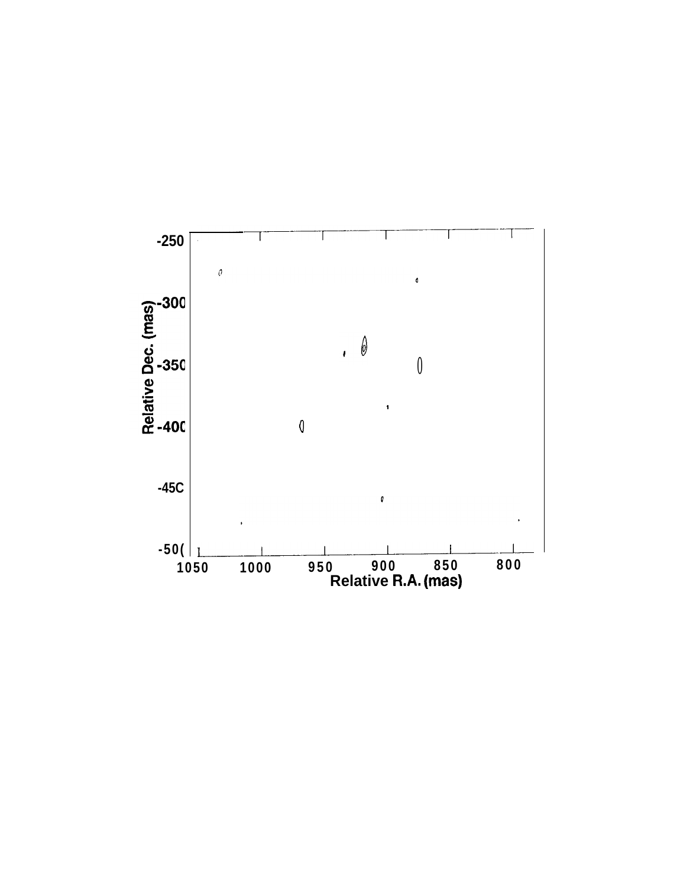-250

-300

-350

-400

-45C

-50(

Relative Dec. (mas)

1050 1000 950 900 850 800

Relative R.A. (mas)